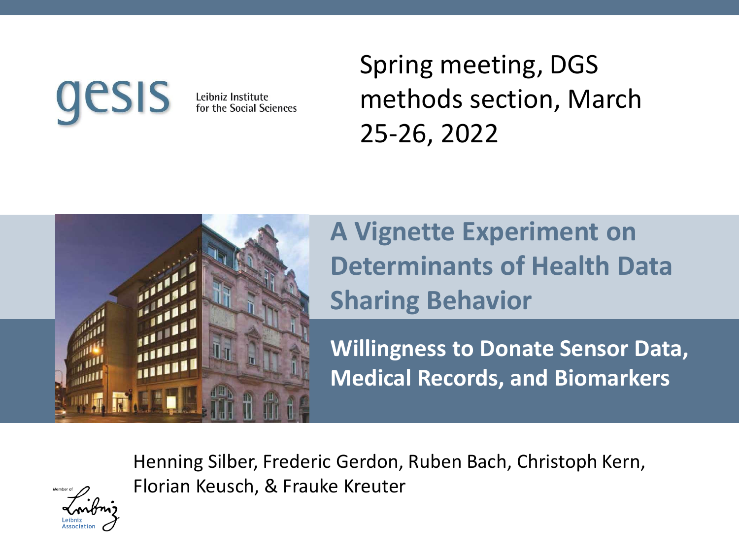gesis Leibniz Institute for the Social Sciences

Spring meeting, DGS methods section, March 25-26, 2022

# A Vignette Experiment on Determinants of Health Data Sharing Behavior

## Willingness to Donate Sensor Data, Medical Records, and Biomarkers

Henning Silber, Frederic Gerdon, Ruben Bach, Christoph Kern, Florian Keusch, & Frauke Kreuter

Member of Leibniz Association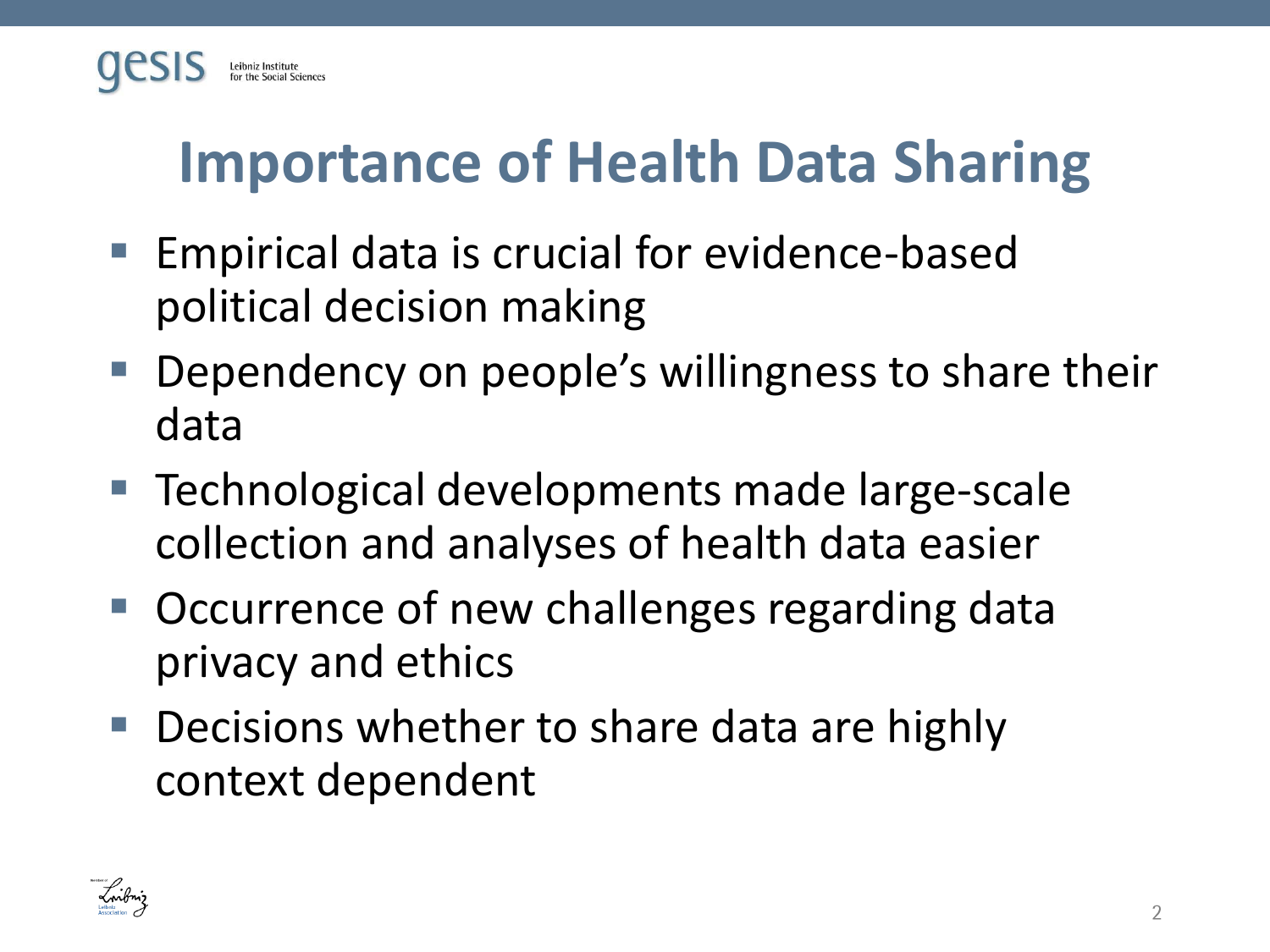# Importance of Health Data Sharing

- Empirical data is crucial for evidence-based political decision making
- Dependency on people's willingness to share their data
- Technological developments made large-scale collection and analyses of health data easier
- Occurrence of new challenges regarding data privacy and ethics
- Decisions whether to share data are highly context dependent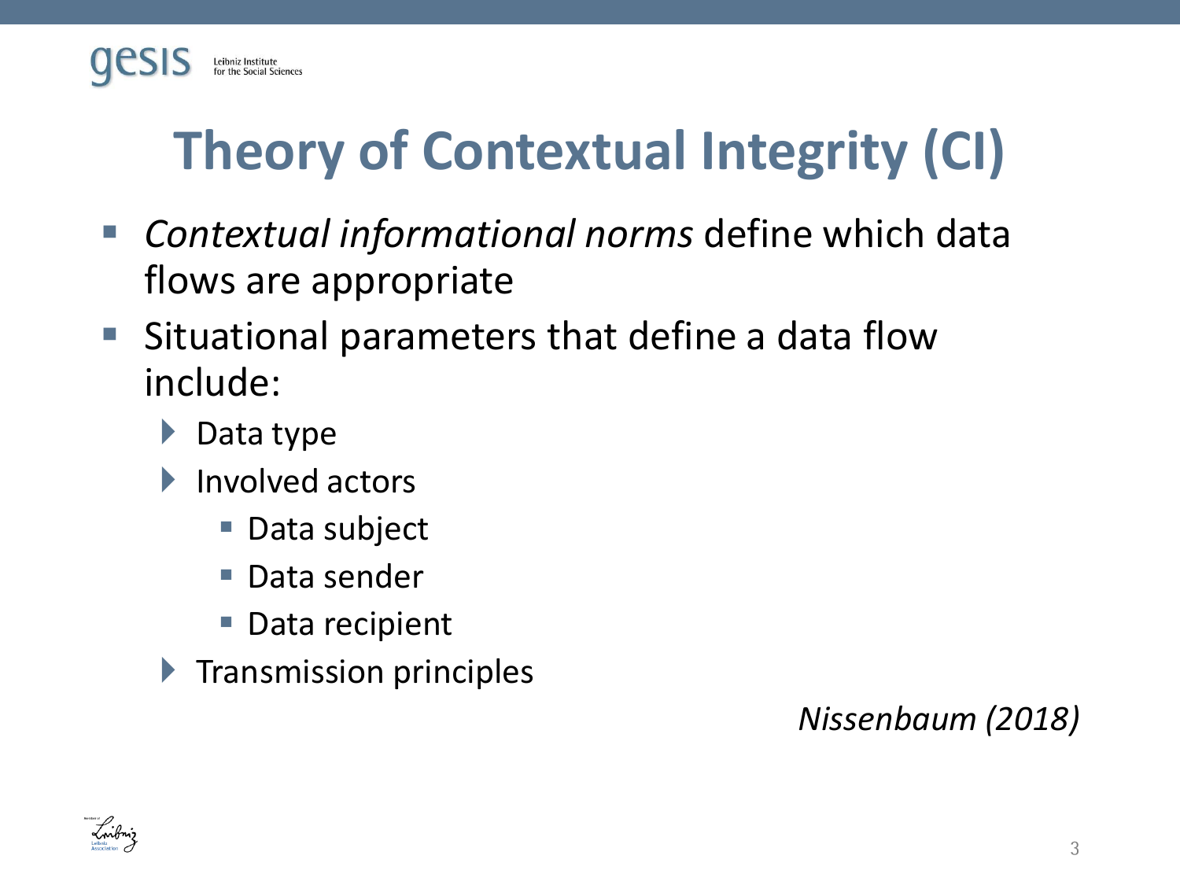# Theory of Contextual Integrity (CI)

- *Contextual informational norms* define which data flows are appropriate
- Situational parameters that define a data flow include:
  - Data type
  - Involved actors
    - Data subject
    - Data sender
    - Data recipient
  - Transmission principles

*Nissenbaum (2018)*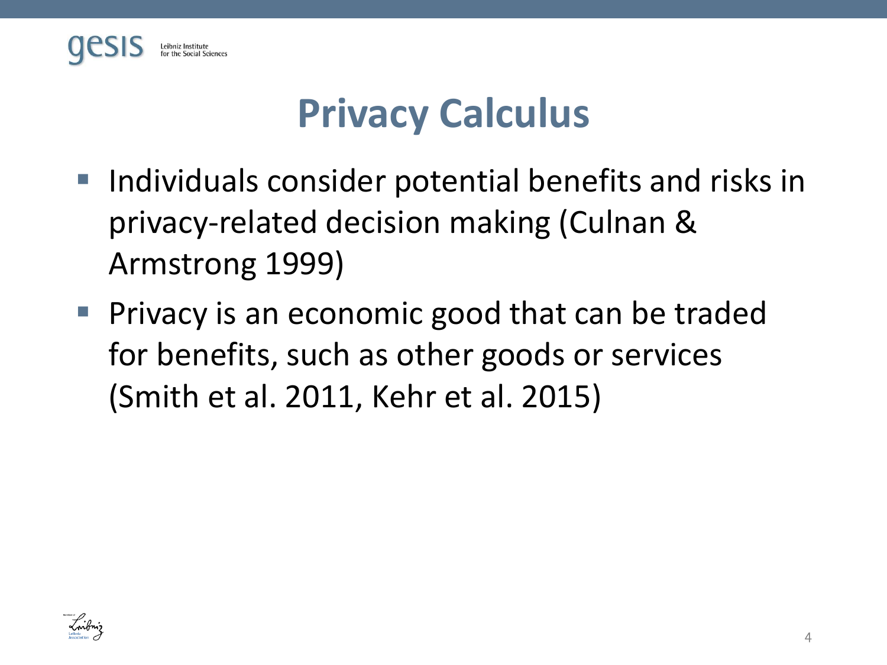# Privacy Calculus

- Individuals consider potential benefits and risks in privacy-related decision making (Culnan & Armstrong 1999)
- Privacy is an economic good that can be traded for benefits, such as other goods or services (Smith et al. 2011, Kehr et al. 2015)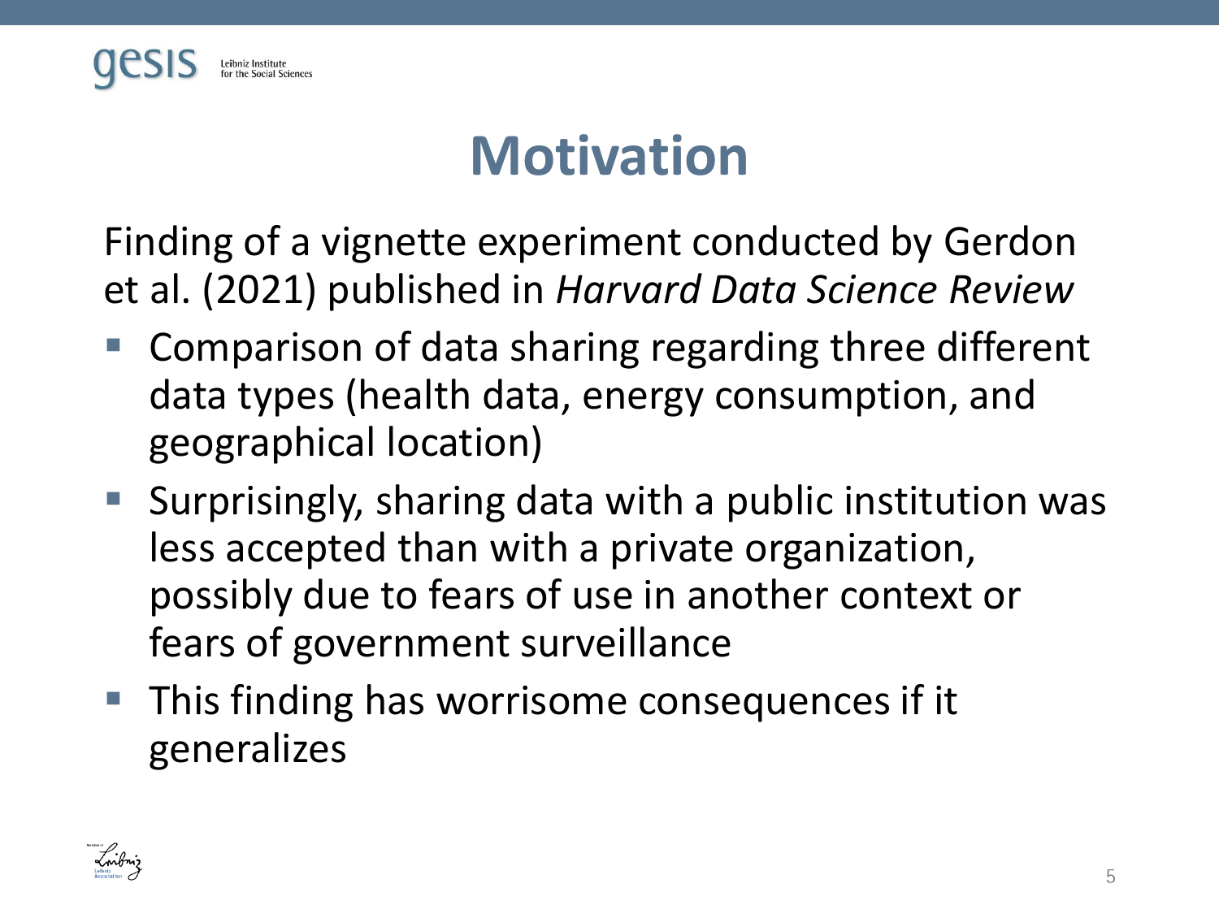# Motivation

Finding of a vignette experiment conducted by Gerdon et al. (2021) published in *Harvard Data Science Review*

- Comparison of data sharing regarding three different data types (health data, energy consumption, and geographical location)
- Surprisingly, sharing data with a public institution was less accepted than with a private organization, possibly due to fears of use in another context or fears of government surveillance
- This finding has worrisome consequences if it generalizes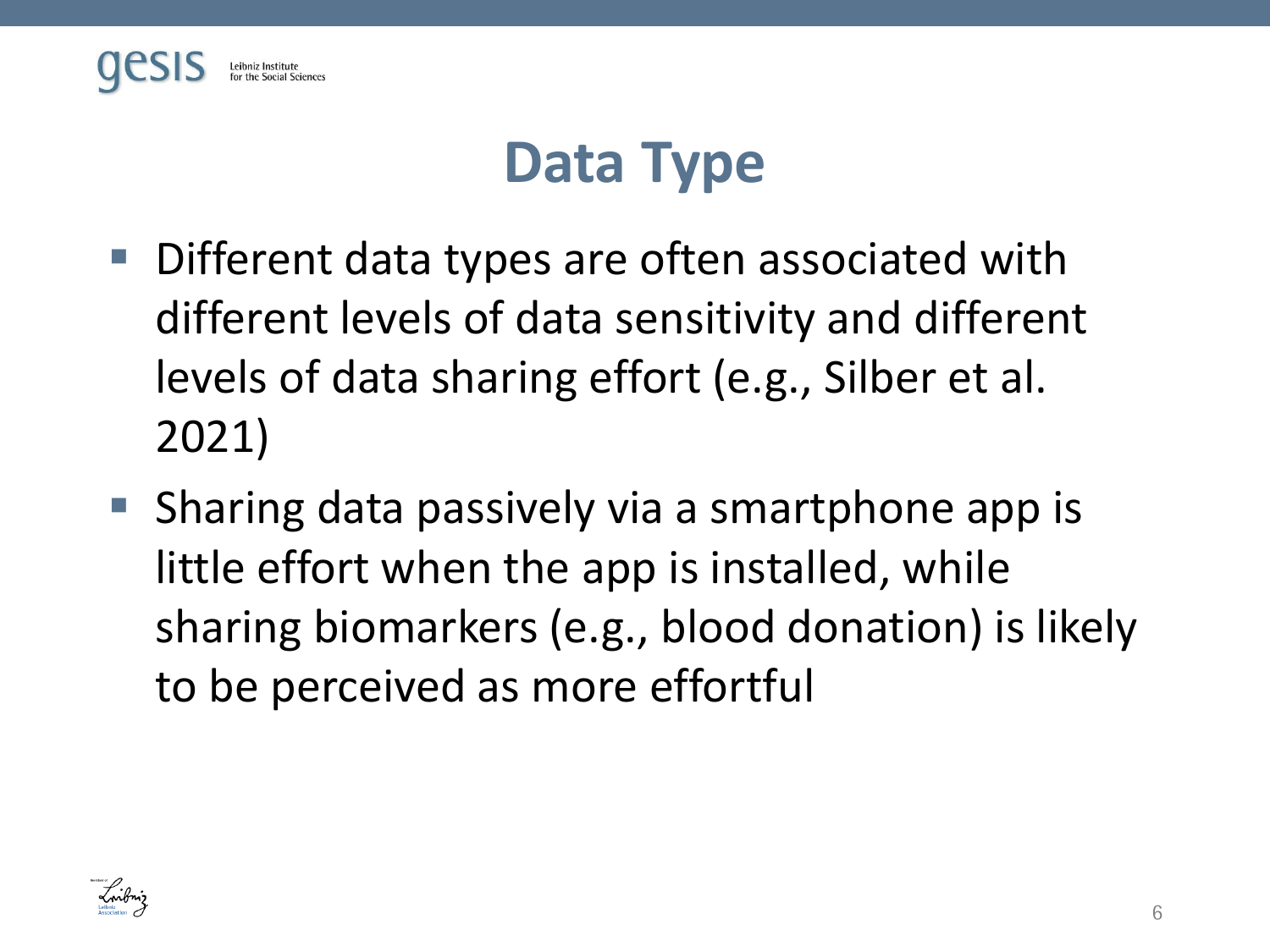# Data Type

- Different data types are often associated with different levels of data sensitivity and different levels of data sharing effort (e.g., Silber et al. 2021)
- Sharing data passively via a smartphone app is little effort when the app is installed, while sharing biomarkers (e.g., blood donation) is likely to be perceived as more effortful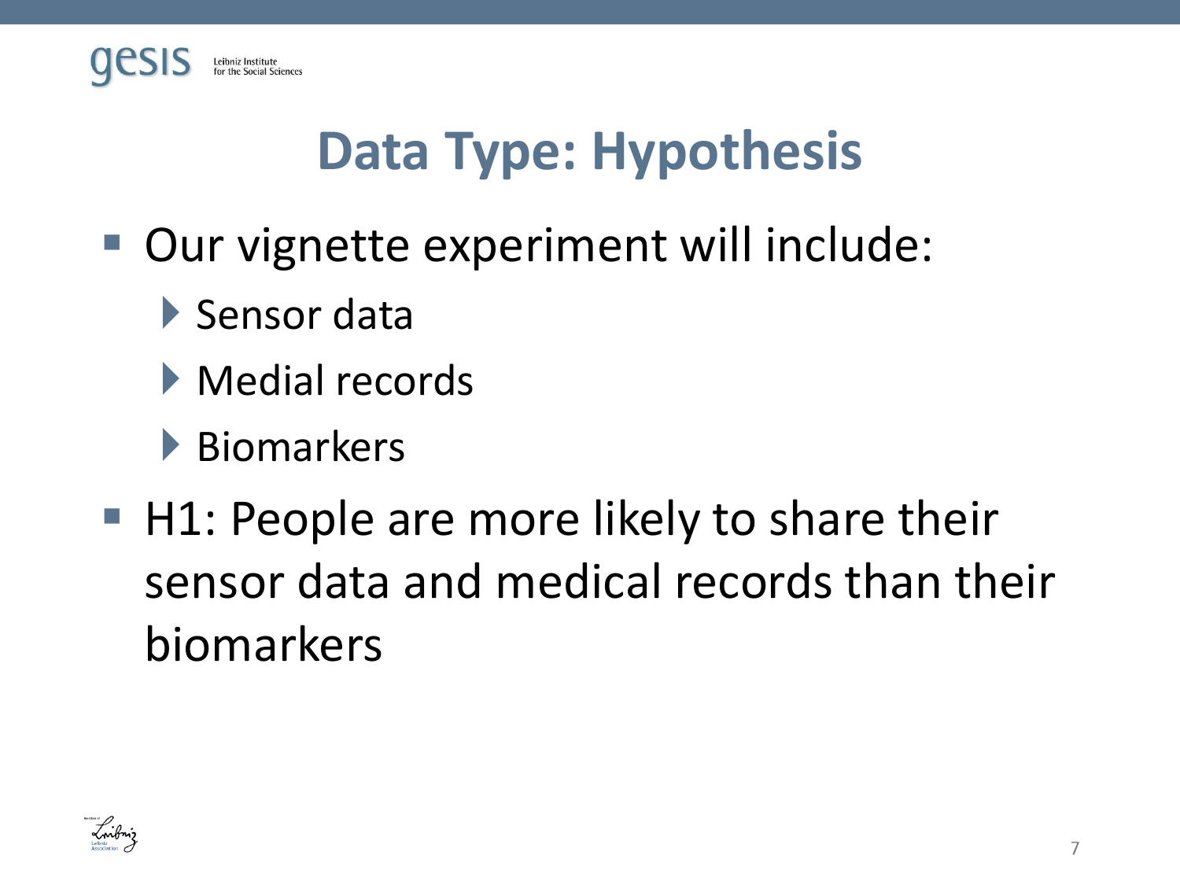# Data Type: Hypothesis

- Our vignette experiment will include:
  - Sensor data
  - Medial records
  - Biomarkers
- H1: People are more likely to share their sensor data and medical records than their biomarkers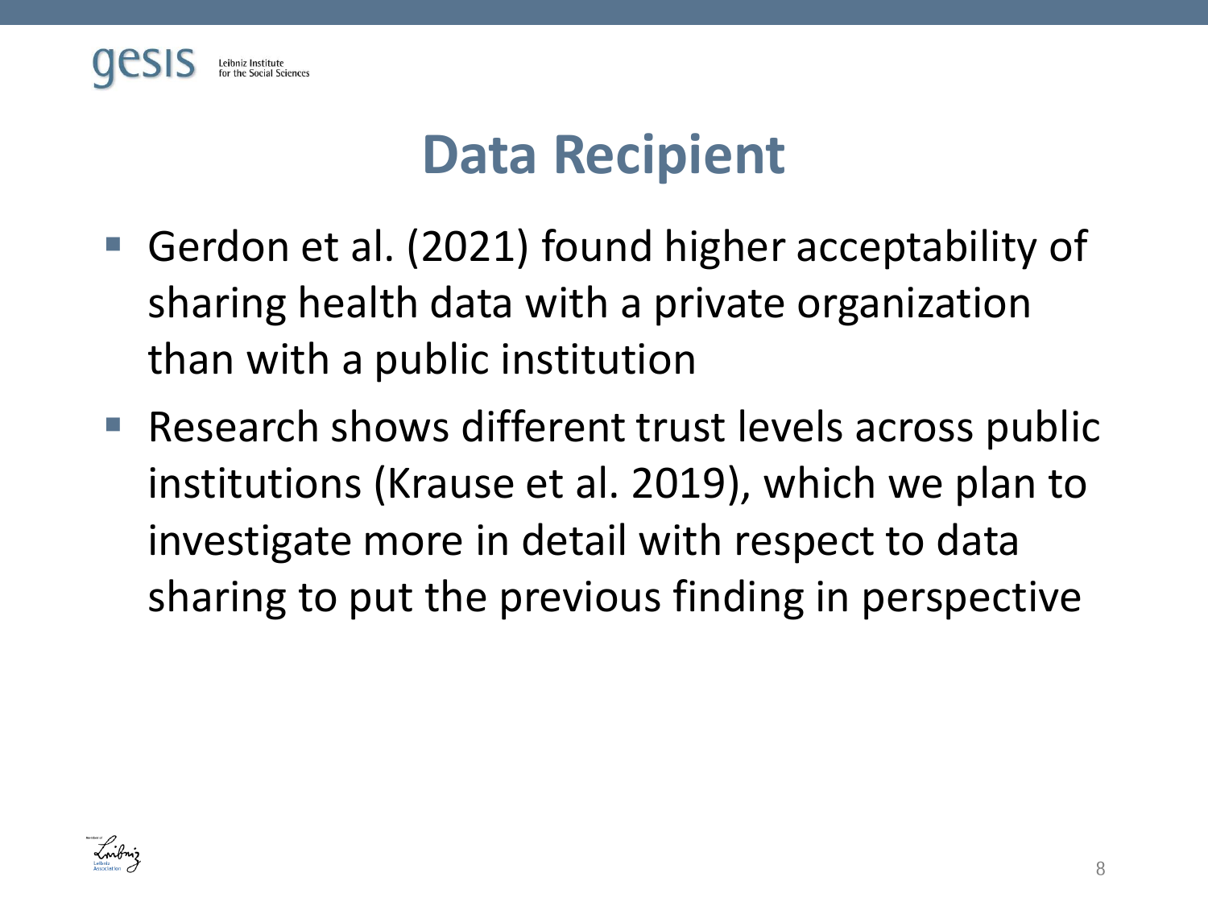# Data Recipient

- Gerdon et al. (2021) found higher acceptability of sharing health data with a private organization than with a public institution
- Research shows different trust levels across public institutions (Krause et al. 2019), which we plan to investigate more in detail with respect to data sharing to put the previous finding in perspective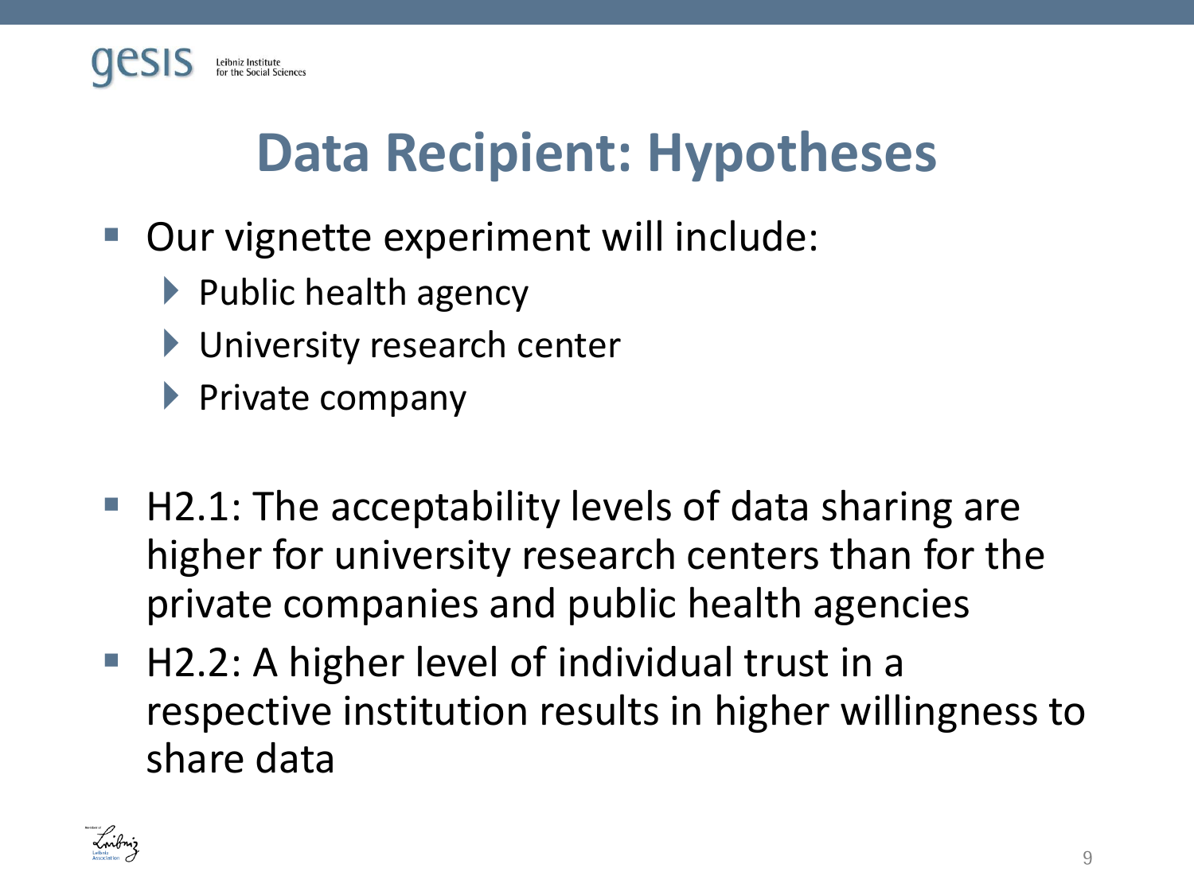# Data Recipient: Hypotheses

- Our vignette experiment will include:
  - Public health agency
  - University research center
  - Private company

- H2.1: The acceptability levels of data sharing are higher for university research centers than for the private companies and public health agencies
- H2.2: A higher level of individual trust in a respective institution results in higher willingness to share data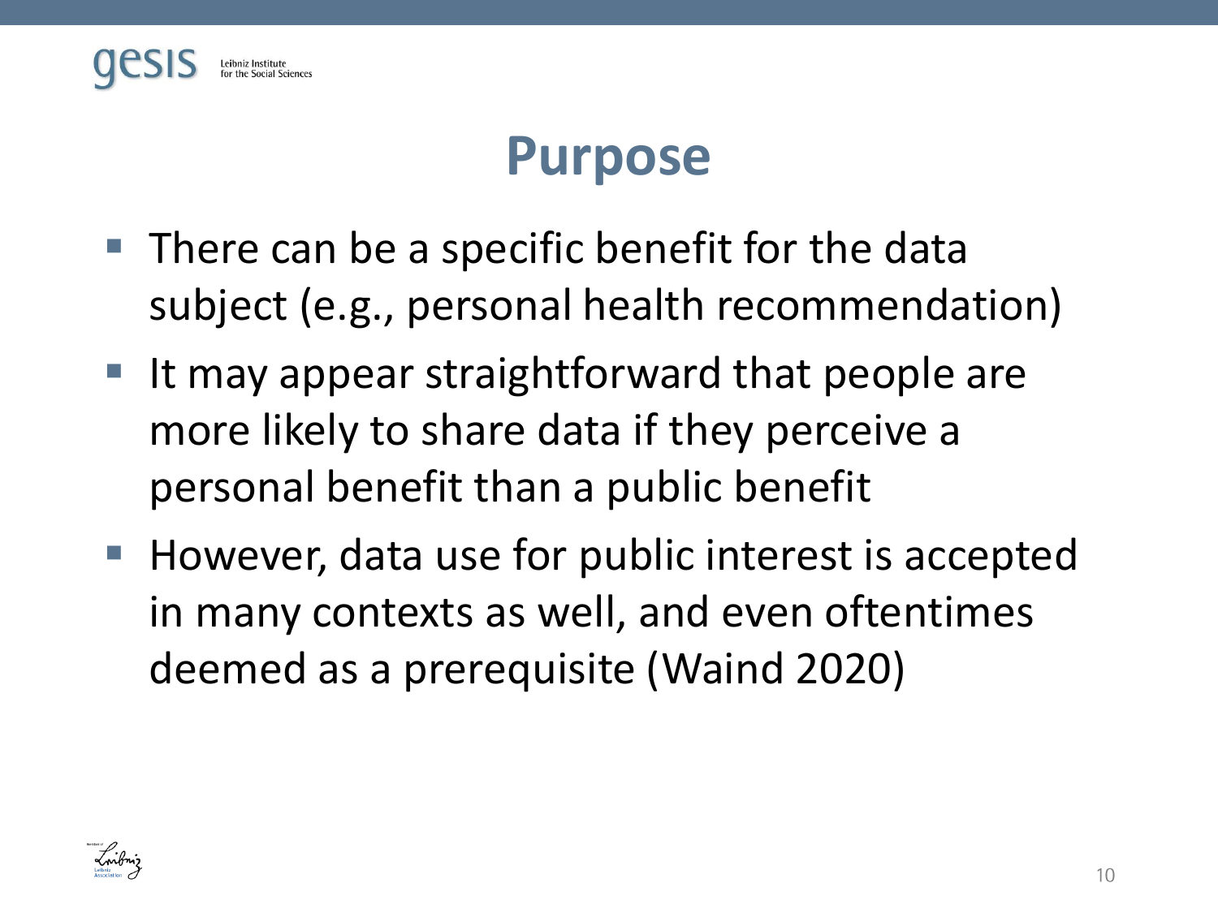# Purpose

- There can be a specific benefit for the data subject (e.g., personal health recommendation)
- It may appear straightforward that people are more likely to share data if they perceive a personal benefit than a public benefit
- However, data use for public interest is accepted in many contexts as well, and even oftentimes deemed as a prerequisite (Waind 2020)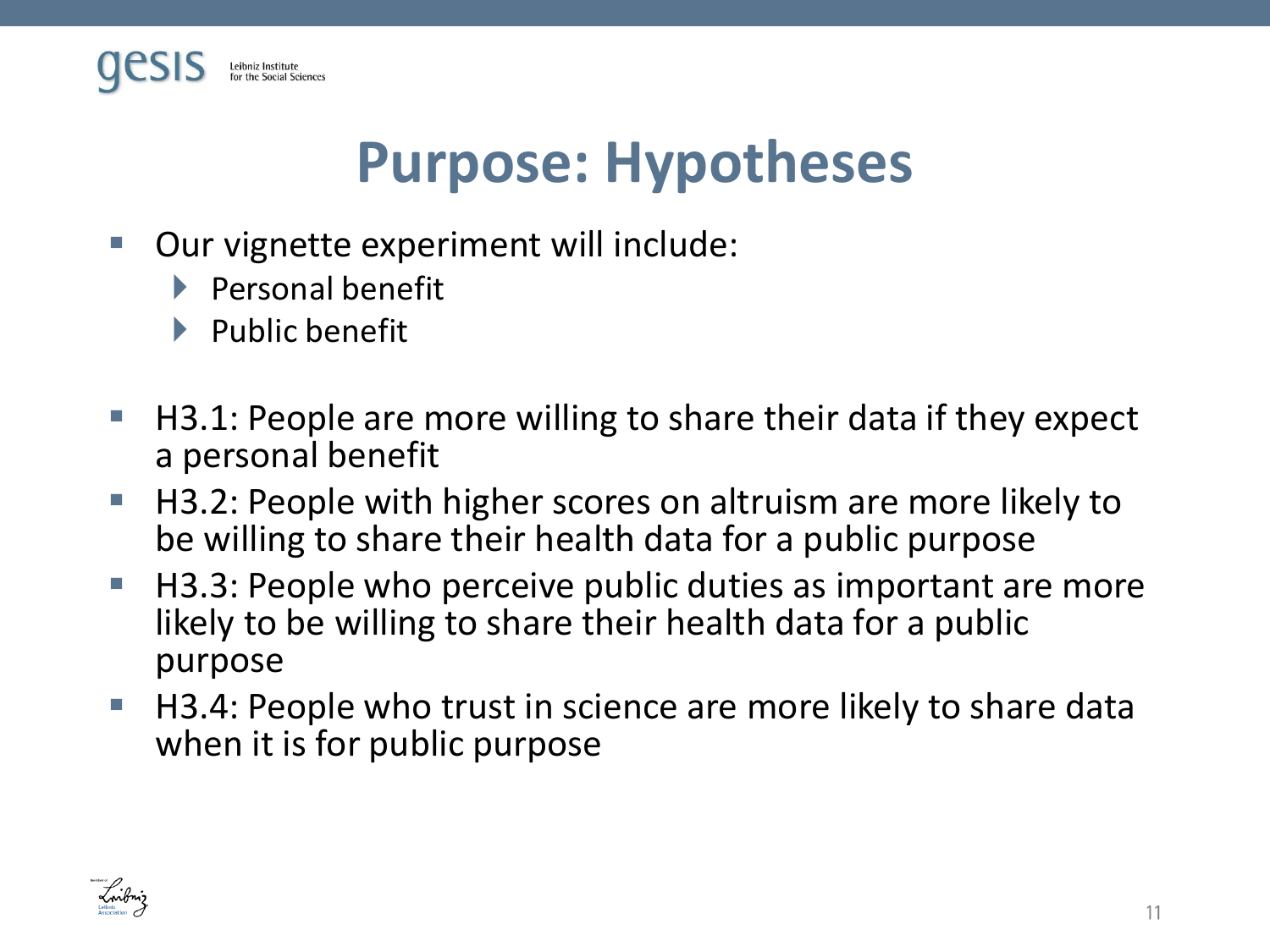# Purpose: Hypotheses

- Our vignette experiment will include:
  - Personal benefit
  - Public benefit

- H3.1: People are more willing to share their data if they expect a personal benefit
- H3.2: People with higher scores on altruism are more likely to be willing to share their health data for a public purpose
- H3.3: People who perceive public duties as important are more likely to be willing to share their health data for a public purpose
- H3.4: People who trust in science are more likely to share data when it is for public purpose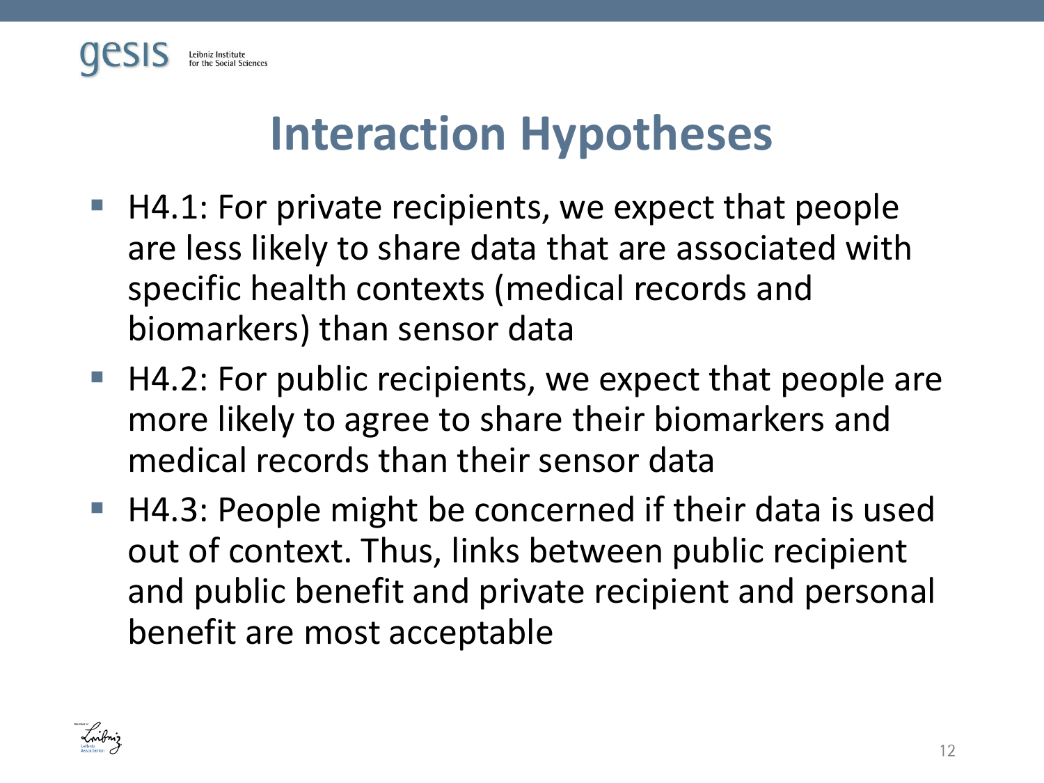# Interaction Hypotheses

- H4.1: For private recipients, we expect that people are less likely to share data that are associated with specific health contexts (medical records and biomarkers) than sensor data
- H4.2: For public recipients, we expect that people are more likely to agree to share their biomarkers and medical records than their sensor data
- H4.3: People might be concerned if their data is used out of context. Thus, links between public recipient and public benefit and private recipient and personal benefit are most acceptable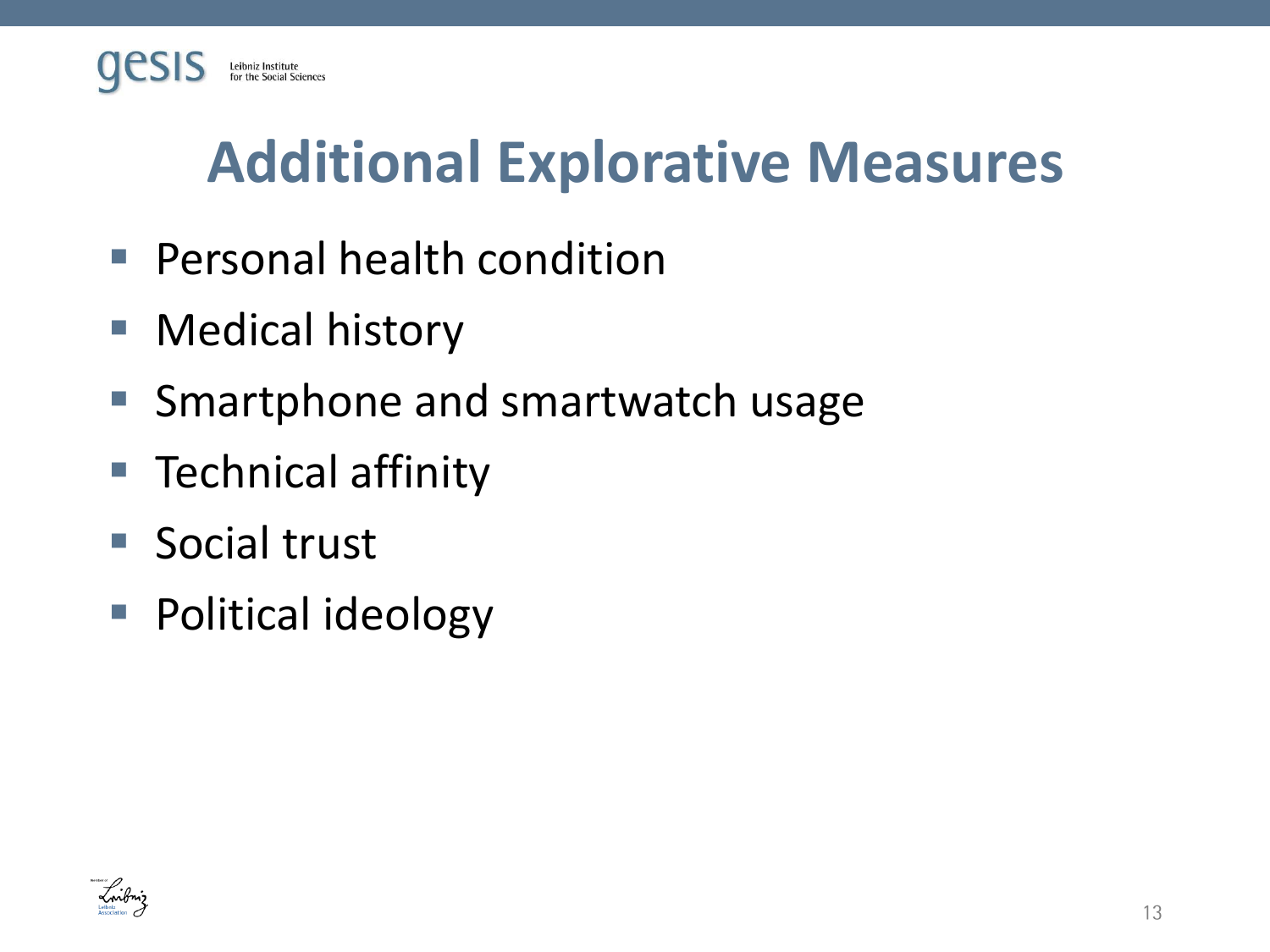# Additional Explorative Measures

- Personal health condition
- Medical history
- Smartphone and smartwatch usage
- Technical affinity
- Social trust
- Political ideology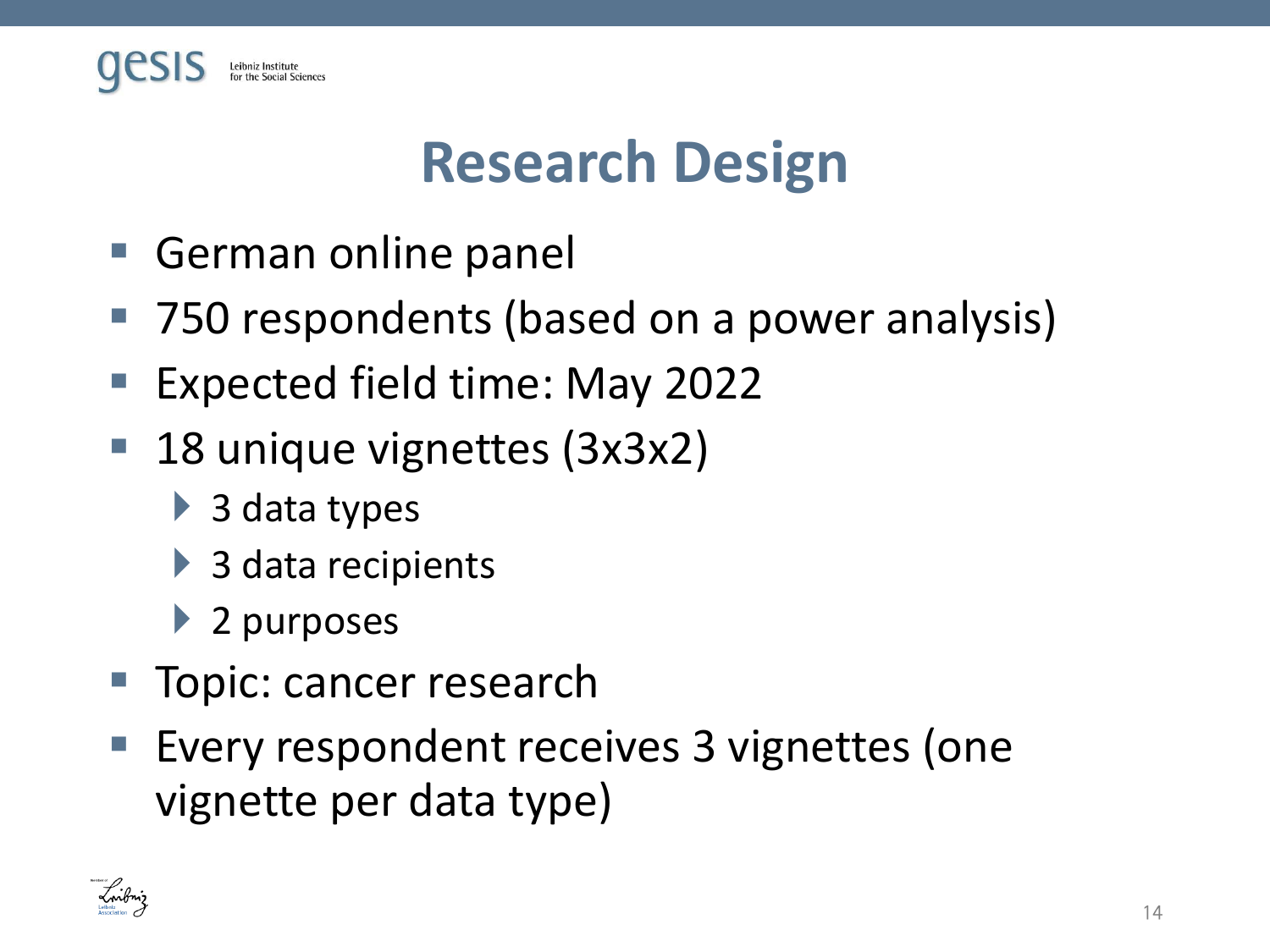# Research Design

- German online panel
- 750 respondents (based on a power analysis)
- Expected field time: May 2022
- 18 unique vignettes (3x3x2)
  - 3 data types
  - 3 data recipients
  - 2 purposes
- Topic: cancer research
- Every respondent receives 3 vignettes (one vignette per data type)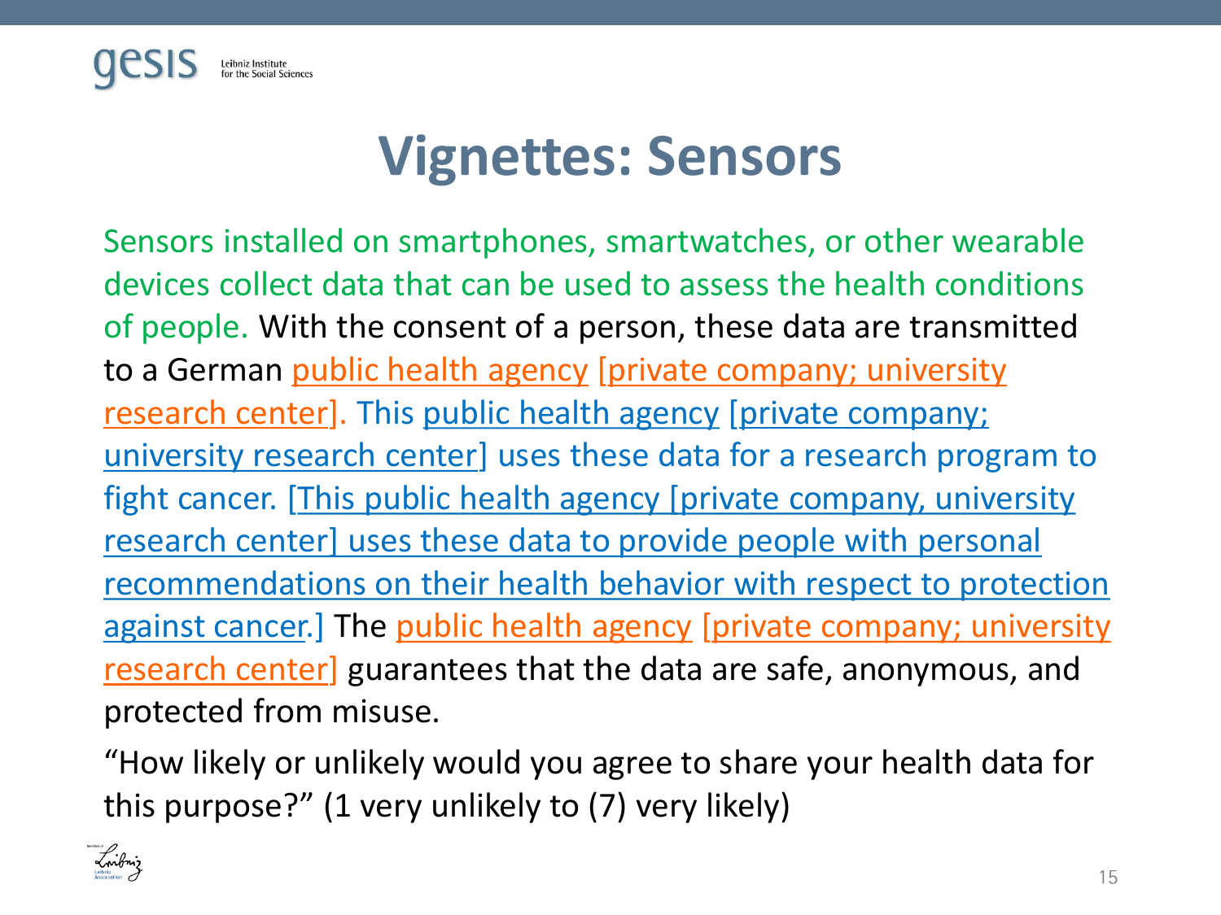# Vignettes: Sensors

Sensors installed on smartphones, smartwatches, or other wearable devices collect data that can be used to assess the health conditions of people. With the consent of a person, these data are transmitted to a German public health agency [private company; university research center]. This public health agency [private company; university research center] uses these data for a research program to fight cancer. [This public health agency [private company, university research center] uses these data to provide people with personal recommendations on their health behavior with respect to protection against cancer.] The public health agency [private company; university research center] guarantees that the data are safe, anonymous, and protected from misuse.

"How likely or unlikely would you agree to share your health data for this purpose?" (1 very unlikely to (7) very likely)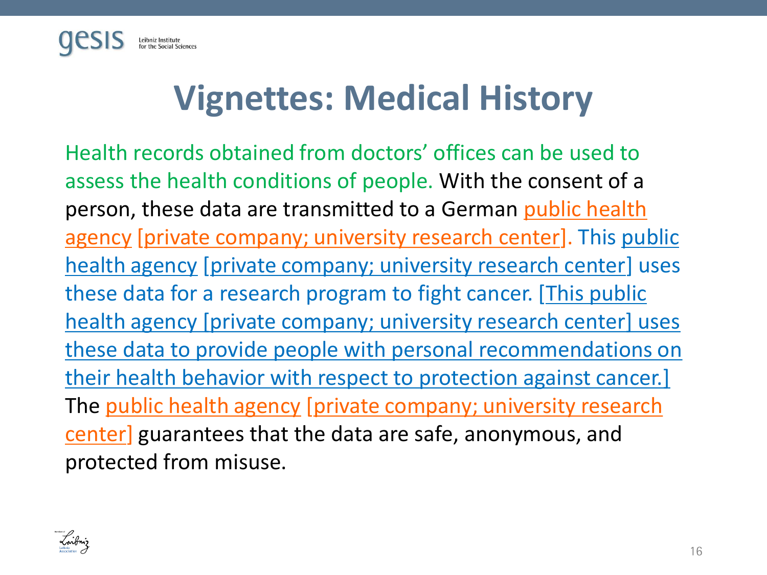# Vignettes: Medical History

Health records obtained from doctors' offices can be used to assess the health conditions of people. With the consent of a person, these data are transmitted to a German public health agency [private company; university research center]. This public health agency [private company; university research center] uses these data for a research program to fight cancer. [This public health agency [private company; university research center] uses these data to provide people with personal recommendations on their health behavior with respect to protection against cancer.] The public health agency [private company; university research center] guarantees that the data are safe, anonymous, and protected from misuse.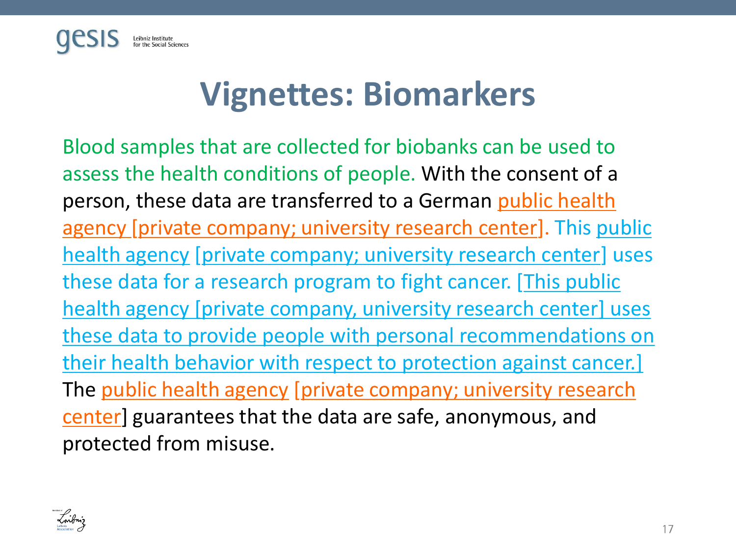# Vignettes: Biomarkers

Blood samples that are collected for biobanks can be used to assess the health conditions of people. With the consent of a person, these data are transferred to a German public health agency [private company; university research center]. This public health agency [private company; university research center] uses these data for a research program to fight cancer. [This public health agency [private company, university research center] uses these data to provide people with personal recommendations on their health behavior with respect to protection against cancer.] The public health agency [private company; university research center] guarantees that the data are safe, anonymous, and protected from misuse.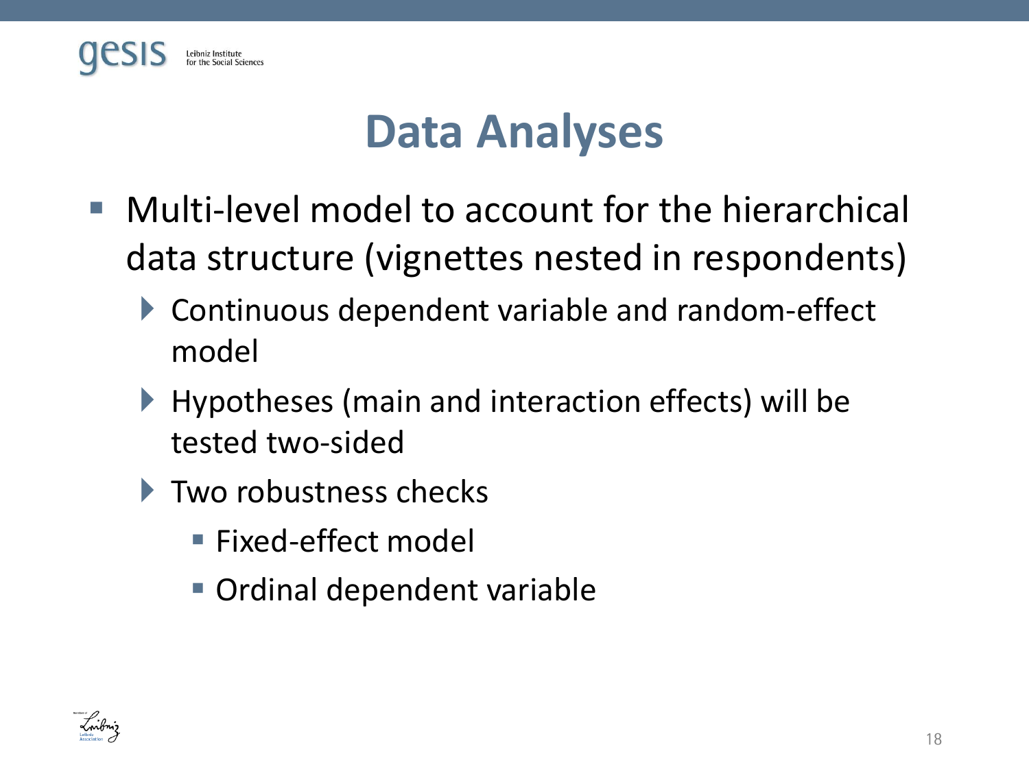# Data Analyses

- Multi-level model to account for the hierarchical data structure (vignettes nested in respondents)
  - Continuous dependent variable and random-effect model
  - Hypotheses (main and interaction effects) will be tested two-sided
  - Two robustness checks
    - Fixed-effect model
    - Ordinal dependent variable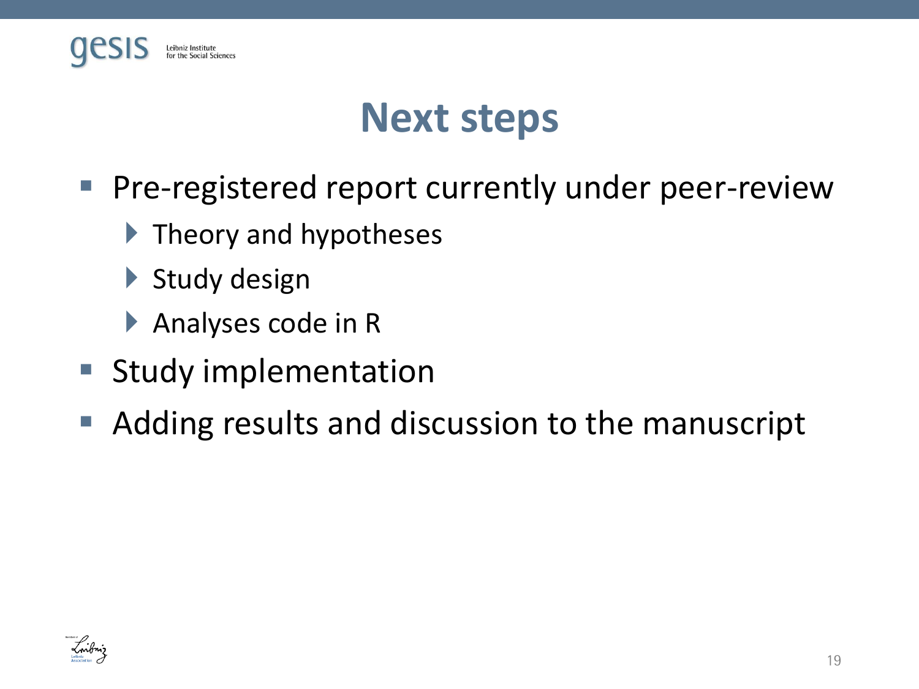# Next steps

- Pre-registered report currently under peer-review
  - Theory and hypotheses
  - Study design
  - Analyses code in R
- Study implementation
- Adding results and discussion to the manuscript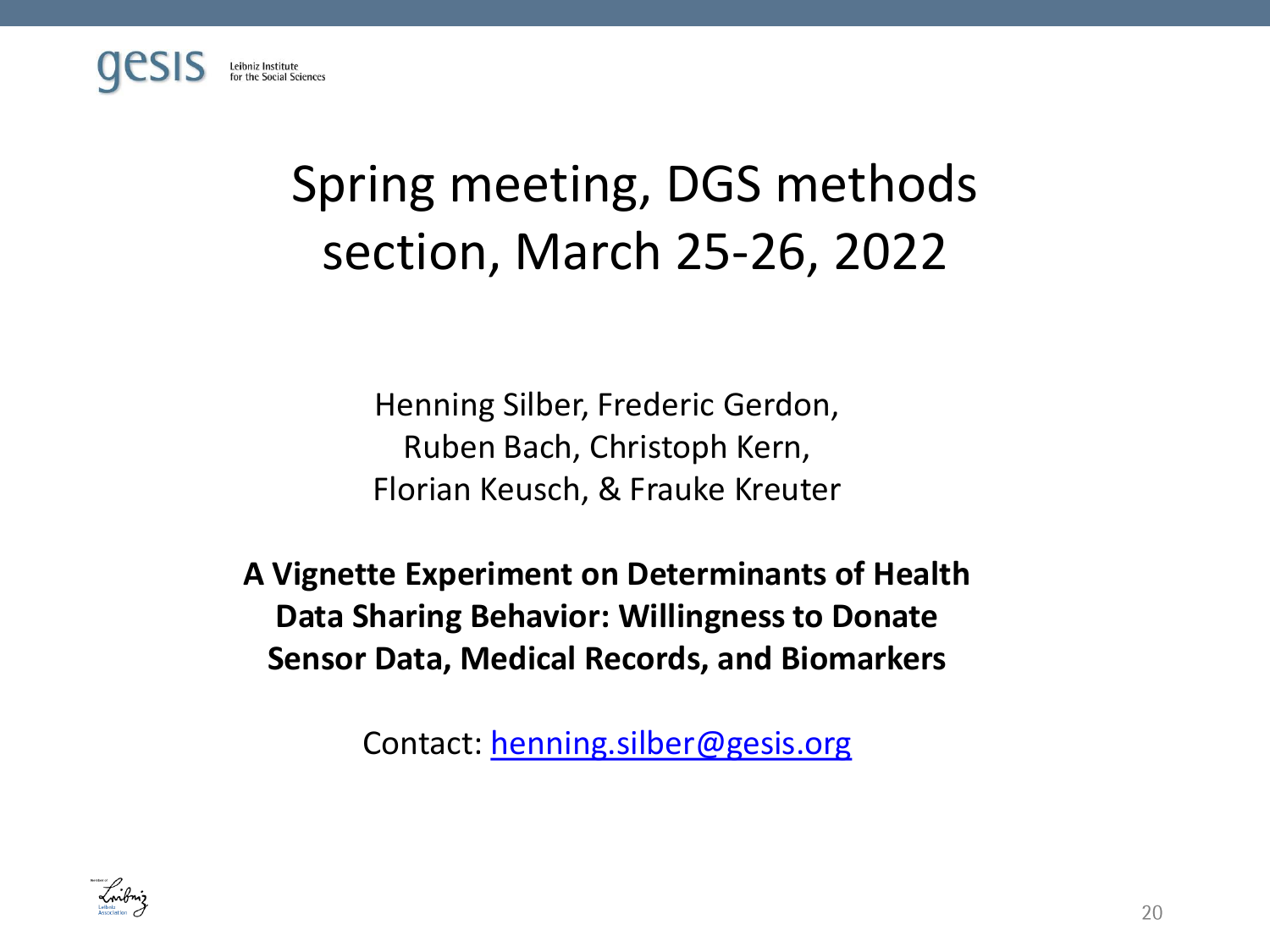# Spring meeting, DGS methods section, March 25-26, 2022

Henning Silber, Frederic Gerdon,
Ruben Bach, Christoph Kern,
Florian Keusch, & Frauke Kreuter

**A Vignette Experiment on Determinants of Health Data Sharing Behavior: Willingness to Donate Sensor Data, Medical Records, and Biomarkers**

Contact: henning.silber@gesis.org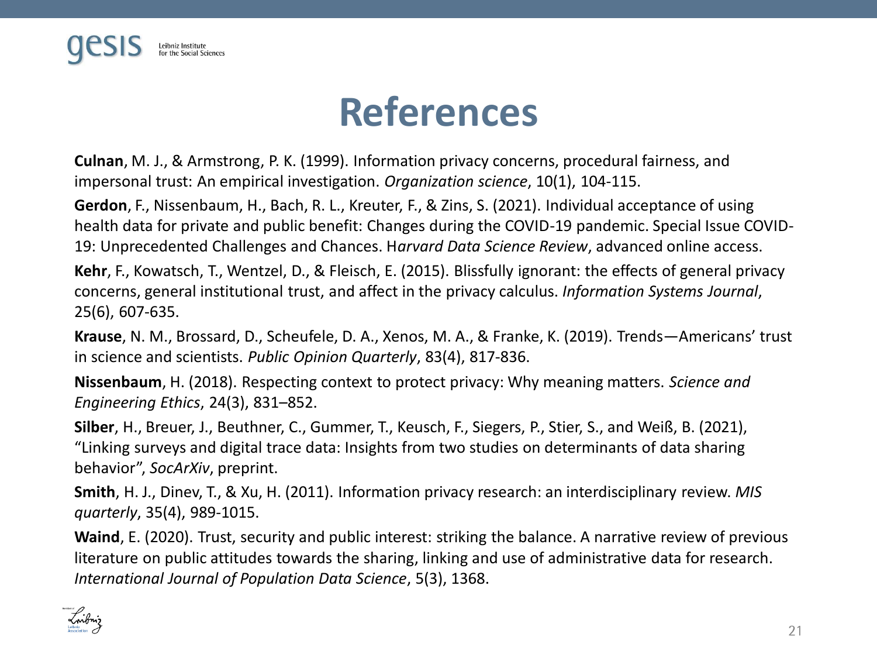# References

**Culnan**, M. J., & Armstrong, P. K. (1999). Information privacy concerns, procedural fairness, and impersonal trust: An empirical investigation. *Organization science*, 10(1), 104-115.

**Gerdon**, F., Nissenbaum, H., Bach, R. L., Kreuter, F., & Zins, S. (2021). Individual acceptance of using health data for private and public benefit: Changes during the COVID-19 pandemic. Special Issue COVID-19: Unprecedented Challenges and Chances. H*arvard Data Science Review*, advanced online access.

**Kehr**, F., Kowatsch, T., Wentzel, D., & Fleisch, E. (2015). Blissfully ignorant: the effects of general privacy concerns, general institutional trust, and affect in the privacy calculus. *Information Systems Journal*, 25(6), 607-635.

**Krause**, N. M., Brossard, D., Scheufele, D. A., Xenos, M. A., & Franke, K. (2019). Trends—Americans' trust in science and scientists. *Public Opinion Quarterly*, 83(4), 817-836.

**Nissenbaum**, H. (2018). Respecting context to protect privacy: Why meaning matters. *Science and Engineering Ethics*, 24(3), 831–852.

**Silber**, H., Breuer, J., Beuthner, C., Gummer, T., Keusch, F., Siegers, P., Stier, S., and Weiß, B. (2021), "Linking surveys and digital trace data: Insights from two studies on determinants of data sharing behavior", *SocArXiv*, preprint.

**Smith**, H. J., Dinev, T., & Xu, H. (2011). Information privacy research: an interdisciplinary review. *MIS quarterly*, 35(4), 989-1015.

**Waind**, E. (2020). Trust, security and public interest: striking the balance. A narrative review of previous literature on public attitudes towards the sharing, linking and use of administrative data for research. *International Journal of Population Data Science*, 5(3), 1368.